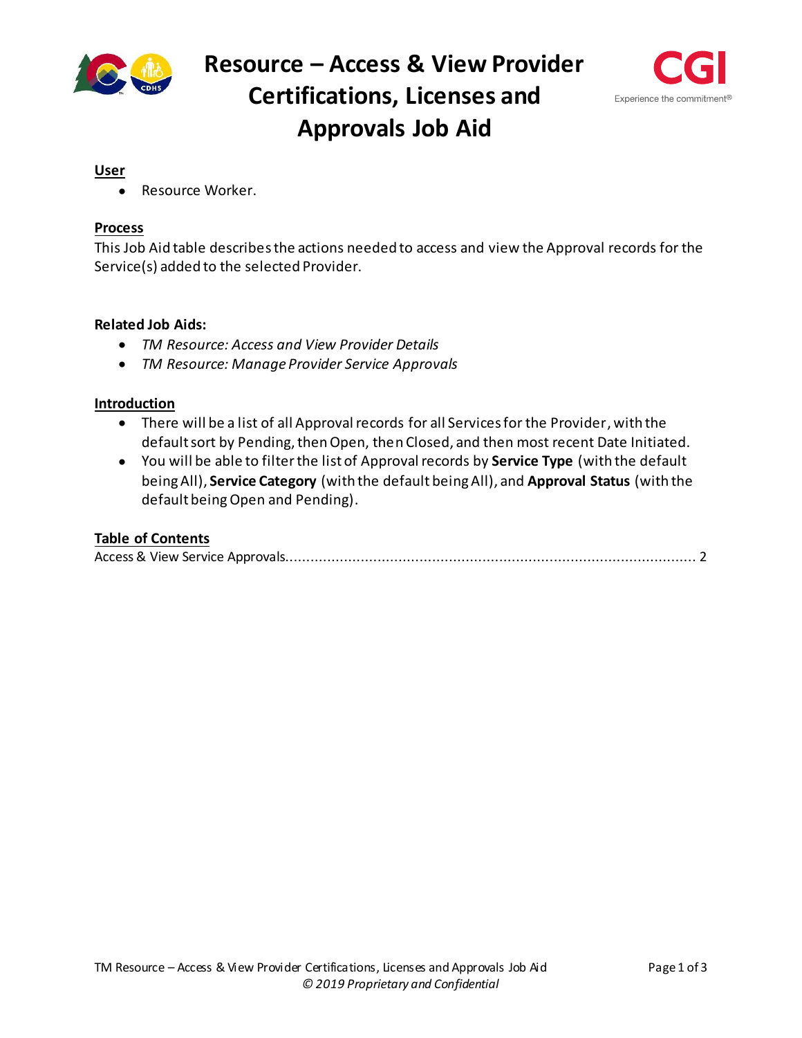# Resource – Access & View Provider Certifications, Licenses and Approvals Job Aid

## User

- Resource Worker.

## Process

This Job Aid table describes the actions needed to access and view the Approval records for the Service(s) added to the selected Provider.

**Related Job Aids:**

- *TM Resource: Access and View Provider Details*
- *TM Resource: Manage Provider Service Approvals*

## Introduction

- There will be a list of all Approval records for all Services for the Provider, with the default sort by Pending, then Open, then Closed, and then most recent Date Initiated.
- You will be able to filter the list of Approval records by **Service Type** (with the default being All), **Service Category** (with the default being All), and **Approval Status** (with the default being Open and Pending).

## Table of Contents

Access & View Service Approvals.................................................................................................. 2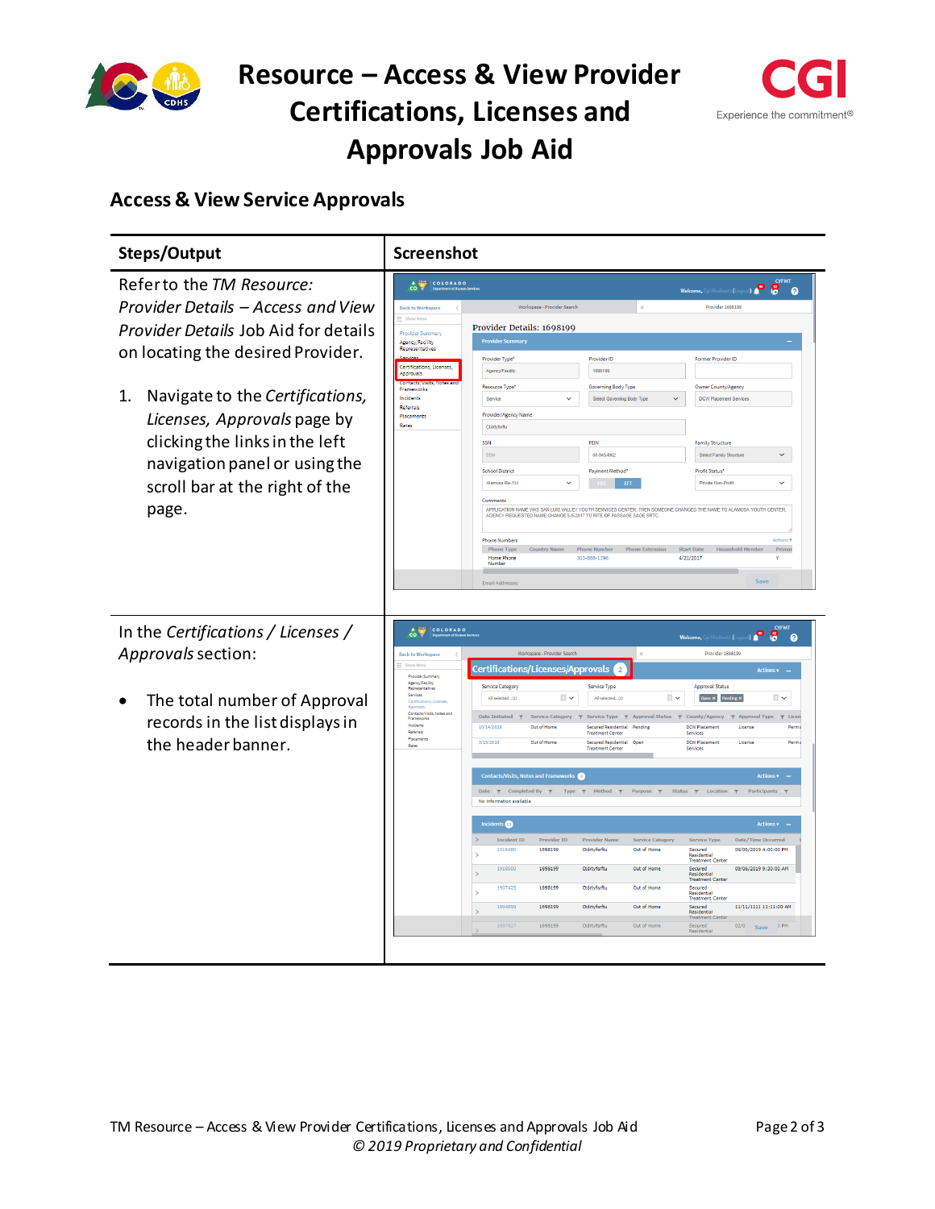# Resource – Access & View Provider Certifications, Licenses and Approvals Job Aid

## Access & View Service Approvals

| Steps/Output | Screenshot |
|---|---|
| Refer to the *TM Resource: Provider Details – Access and View Provider Details* Job Aid for details on locating the desired Provider.<br><br>1. Navigate to the *Certifications, Licenses, Approvals* page by clicking the links in the left navigation panel or using the scroll bar at the right of the page. | |
| In the *Certifications / Licenses / Approvals* section:<br><br>• The total number of Approval records in the list displays in the header banner. | |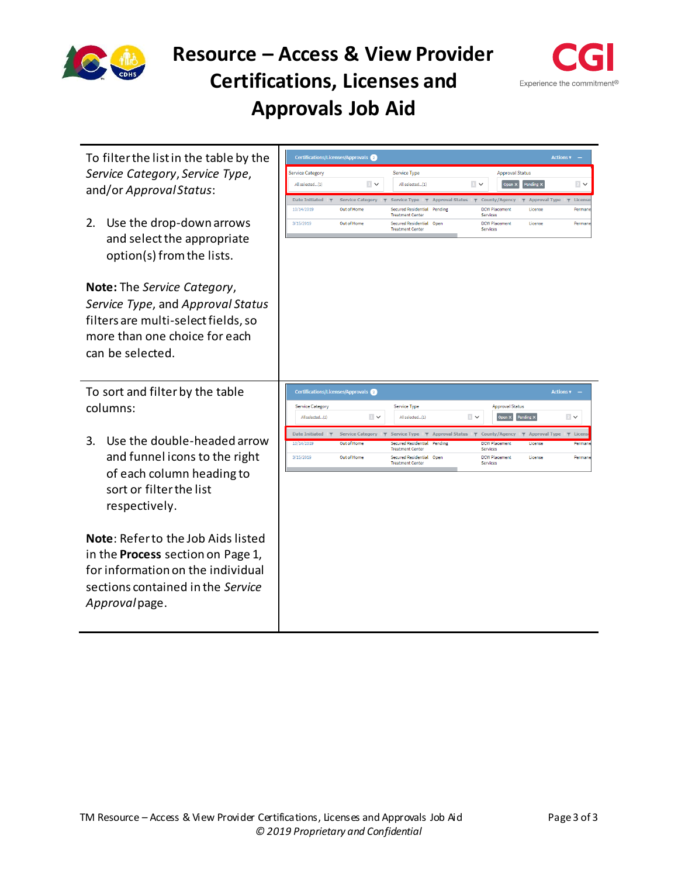# Resource – Access & View Provider Certifications, Licenses and Approvals Job Aid

To filter the list in the table by the *Service Category*, *Service Type*, and/or *Approval Status*:

2. Use the drop-down arrows and select the appropriate option(s) from the lists.

**Note:** The *Service Category*, *Service Type*, and *Approval Status* filters are multi-select fields, so more than one choice for each can be selected.

To sort and filter by the table columns:

3. Use the double-headed arrow and funnel icons to the right of each column heading to sort or filter the list respectively.

**Note**: Refer to the Job Aids listed in the **Process** section on Page 1, for information on the individual sections contained in the *Service Approval* page.

TM Resource – Access & View Provider Certifications, Licenses and Approvals Job Aid

*© 2019 Proprietary and Confidential*